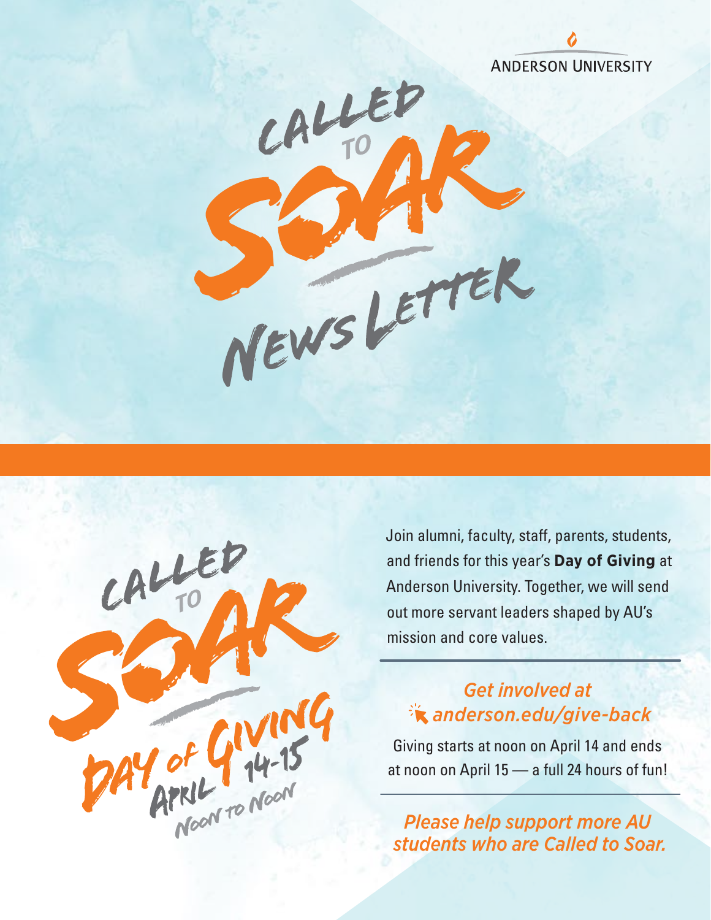ANDERSON UNIVERSITY

# CALLED TO SOAR NEWSLETTER

## CALLED TO SOAR DAY OF GIVING

APRIL 14-15

NOON TO NOON

Join alumni, faculty, staff, parents, students, and friends for this year's **Day of Giving** at Anderson University. Together, we will send out more servant leaders shaped by AU's mission and core values.

***Get involved at anderson.edu/give-back***

Giving starts at noon on April 14 and ends at noon on April 15 — a full 24 hours of fun!

***Please help support more AU students who are Called to Soar.***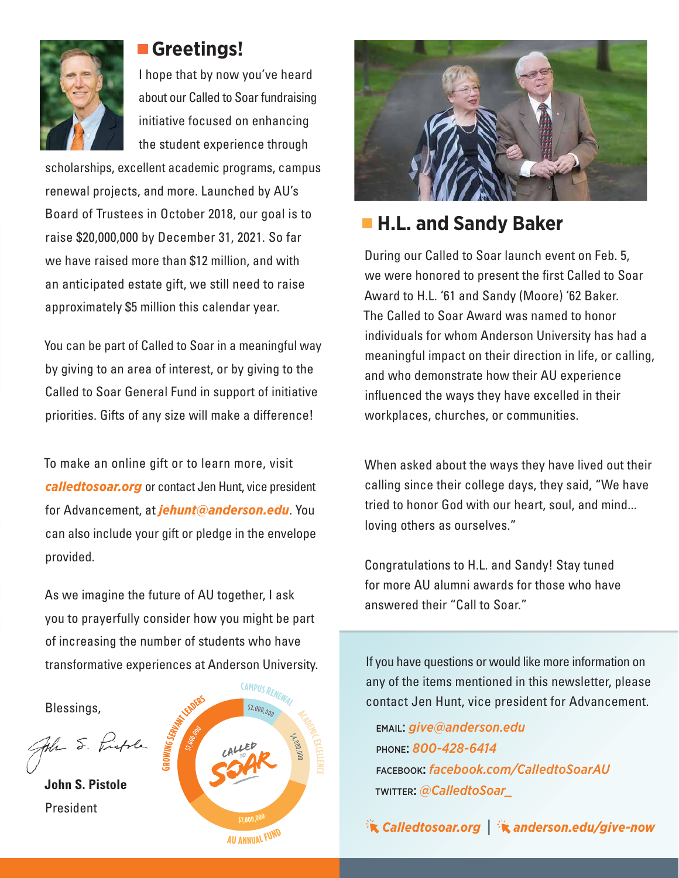## Greetings!

I hope that by now you've heard about our Called to Soar fundraising initiative focused on enhancing the student experience through scholarships, excellent academic programs, campus renewal projects, and more. Launched by AU's Board of Trustees in October 2018, our goal is to raise $20,000,000 by December 31, 2021. So far we have raised more than $12 million, and with an anticipated estate gift, we still need to raise approximately $5 million this calendar year.

You can be part of Called to Soar in a meaningful way by giving to an area of interest, or by giving to the Called to Soar General Fund in support of initiative priorities. Gifts of any size will make a difference!

To make an online gift or to learn more, visit ***calledtosoar.org*** or contact Jen Hunt, vice president for Advancement, at ***jehunt@anderson.edu***. You can also include your gift or pledge in the envelope provided.

As we imagine the future of AU together, I ask you to prayerfully consider how you might be part of increasing the number of students who have transformative experiences at Anderson University.

Blessings,

**John S. Pistole**
President

CALLED TO SOAR

- CAMPUS RENEWAL $2,000,000
- ACADEMIC EXCELLENCE $4,000,000
- AU ANNUAL FUND $7,000,000
- GROWING SERVANT LEADERS $7,000,000

## H.L. and Sandy Baker

During our Called to Soar launch event on Feb. 5, we were honored to present the first Called to Soar Award to H.L. '61 and Sandy (Moore) '62 Baker. The Called to Soar Award was named to honor individuals for whom Anderson University has had a meaningful impact on their direction in life, or calling, and who demonstrate how their AU experience influenced the ways they have excelled in their workplaces, churches, or communities.

When asked about the ways they have lived out their calling since their college days, they said, "We have tried to honor God with our heart, soul, and mind... loving others as ourselves."

Congratulations to H.L. and Sandy! Stay tuned for more AU alumni awards for those who have answered their "Call to Soar."

If you have questions or would like more information on any of the items mentioned in this newsletter, please contact Jen Hunt, vice president for Advancement.

EMAIL: ***give@anderson.edu***
PHONE: ***800-428-6414***
FACEBOOK: ***facebook.com/CalledtoSoarAU***
TWITTER: ***@CalledtoSoar_***

***Calledtosoar.org*** | ***anderson.edu/give-now***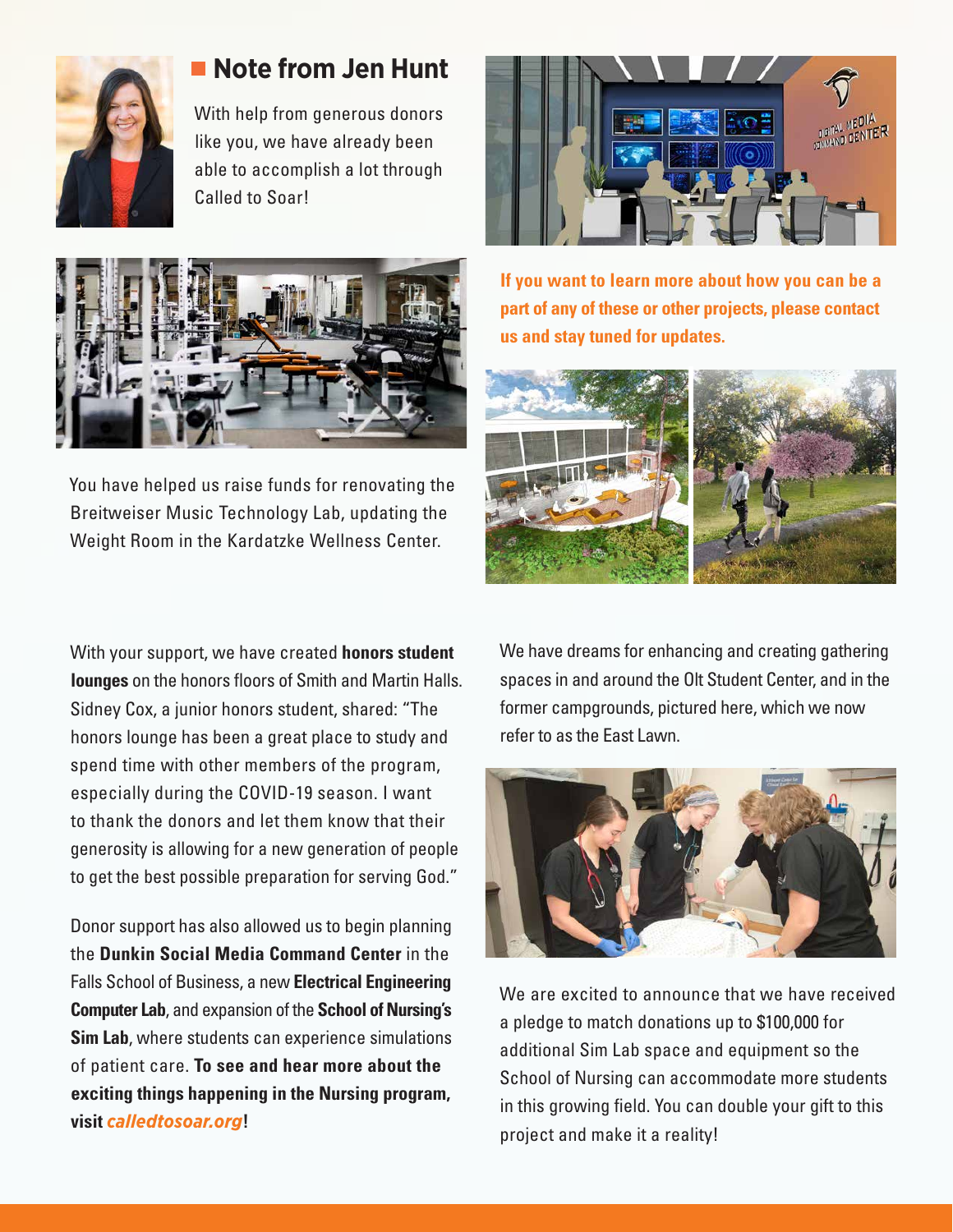## Note from Jen Hunt

With help from generous donors like you, we have already been able to accomplish a lot through Called to Soar!

You have helped us raise funds for renovating the Breitweiser Music Technology Lab, updating the Weight Room in the Kardatzke Wellness Center.

**If you want to learn more about how you can be a part of any of these or other projects, please contact us and stay tuned for updates.**

With your support, we have created **honors student lounges** on the honors floors of Smith and Martin Halls. Sidney Cox, a junior honors student, shared: "The honors lounge has been a great place to study and spend time with other members of the program, especially during the COVID-19 season. I want to thank the donors and let them know that their generosity is allowing for a new generation of people to get the best possible preparation for serving God."

Donor support has also allowed us to begin planning the **Dunkin Social Media Command Center** in the Falls School of Business, a new **Electrical Engineering Computer Lab**, and expansion of the **School of Nursing's Sim Lab**, where students can experience simulations of patient care. **To see and hear more about the exciting things happening in the Nursing program, visit *calledtosoar.org*!**

We have dreams for enhancing and creating gathering spaces in and around the Olt Student Center, and in the former campgrounds, pictured here, which we now refer to as the East Lawn.

We are excited to announce that we have received a pledge to match donations up to $100,000 for additional Sim Lab space and equipment so the School of Nursing can accommodate more students in this growing field. You can double your gift to this project and make it a reality!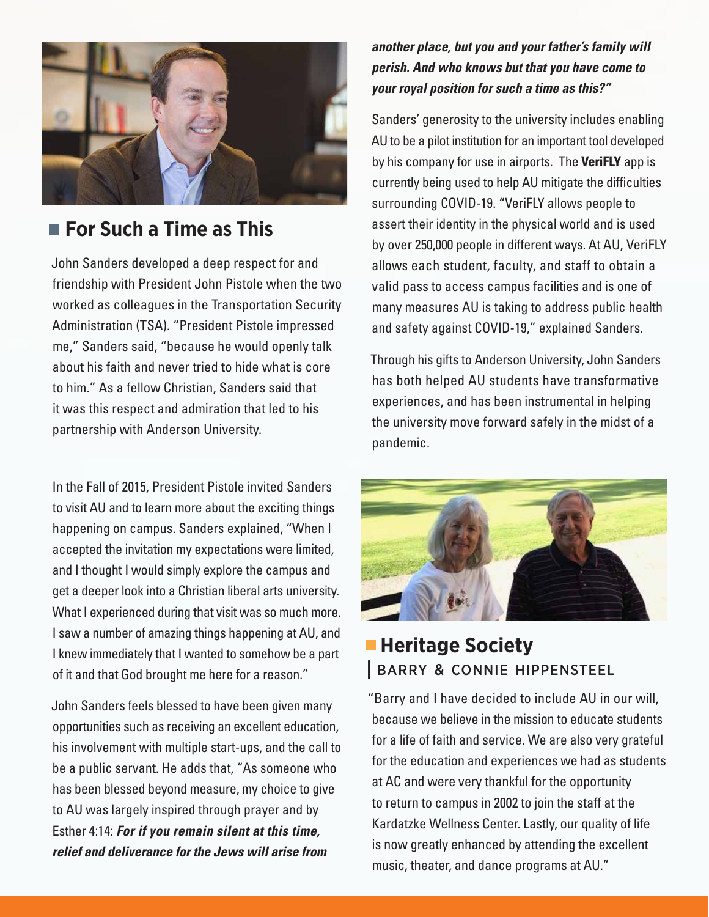## For Such a Time as This

John Sanders developed a deep respect for and friendship with President John Pistole when the two worked as colleagues in the Transportation Security Administration (TSA). "President Pistole impressed me," Sanders said, "because he would openly talk about his faith and never tried to hide what is core to him." As a fellow Christian, Sanders said that it was this respect and admiration that led to his partnership with Anderson University.

In the Fall of 2015, President Pistole invited Sanders to visit AU and to learn more about the exciting things happening on campus. Sanders explained, "When I accepted the invitation my expectations were limited, and I thought I would simply explore the campus and get a deeper look into a Christian liberal arts university. What I experienced during that visit was so much more. I saw a number of amazing things happening at AU, and I knew immediately that I wanted to somehow be a part of it and that God brought me here for a reason."

John Sanders feels blessed to have been given many opportunities such as receiving an excellent education, his involvement with multiple start-ups, and the call to be a public servant. He adds that, "As someone who has been blessed beyond measure, my choice to give to AU was largely inspired through prayer and by Esther 4:14: ***For if you remain silent at this time, relief and deliverance for the Jews will arise from another place, but you and your father's family will perish. And who knows but that you have come to your royal position for such a time as this?"***

Sanders' generosity to the university includes enabling AU to be a pilot institution for an important tool developed by his company for use in airports. The **VeriFLY** app is currently being used to help AU mitigate the difficulties surrounding COVID-19. "VeriFLY allows people to assert their identity in the physical world and is used by over 250,000 people in different ways. At AU, VeriFLY allows each student, faculty, and staff to obtain a valid pass to access campus facilities and is one of many measures AU is taking to address public health and safety against COVID-19," explained Sanders.

Through his gifts to Anderson University, John Sanders has both helped AU students have transformative experiences, and has been instrumental in helping the university move forward safely in the midst of a pandemic.

## Heritage Society

### BARRY & CONNIE HIPPENSTEEL

"Barry and I have decided to include AU in our will, because we believe in the mission to educate students for a life of faith and service. We are also very grateful for the education and experiences we had as students at AC and were very thankful for the opportunity to return to campus in 2002 to join the staff at the Kardatzke Wellness Center. Lastly, our quality of life is now greatly enhanced by attending the excellent music, theater, and dance programs at AU."